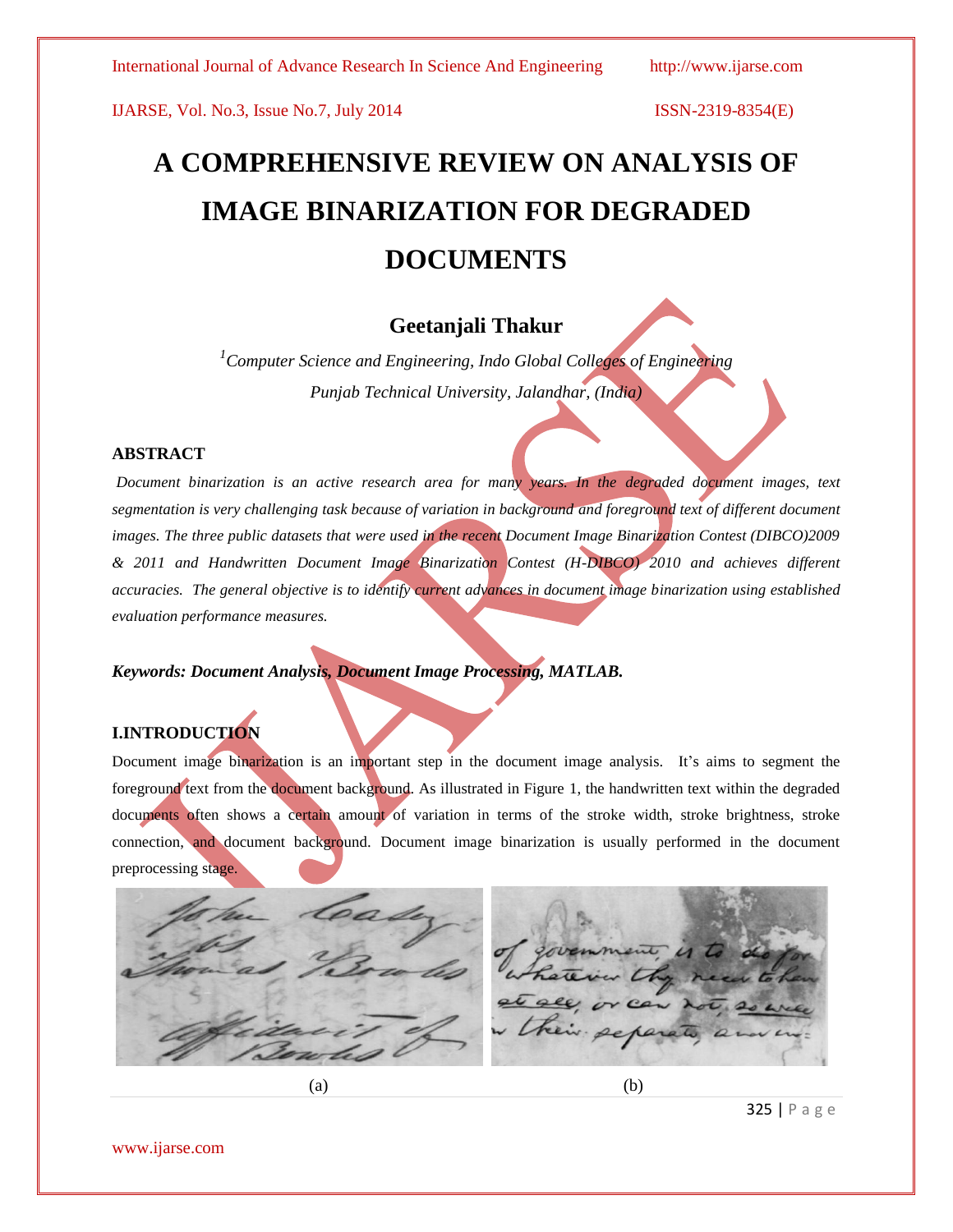# A COMPREHENSIVE REVIEW ON ANALYSIS OF IMAGE BINARIZATION FOR DEGRADED DOCUMENTS

**Geetanjali Thakur**

[1]*Computer Science and Engineering, Indo Global Colleges of Engineering*
*Punjab Technical University, Jalandhar, (India)*

## ABSTRACT

*Document binarization is an active research area for many years. In the degraded document images, text segmentation is very challenging task because of variation in background and foreground text of different document images. The three public datasets that were used in the recent Document Image Binarization Contest (DIBCO)2009 & 2011 and Handwritten Document Image Binarization Contest (H-DIBCO) 2010 and achieves different accuracies. The general objective is to identify current advances in document image binarization using established evaluation performance measures.*

***Keywords: Document Analysis, Document Image Processing, MATLAB.***

## I.INTRODUCTION

Document image binarization is an important step in the document image analysis. It's aims to segment the foreground text from the document background. As illustrated in Figure 1, the handwritten text within the degraded documents often shows a certain amount of variation in terms of the stroke width, stroke brightness, stroke connection, and document background. Document image binarization is usually performed in the document preprocessing stage.

(a) (b)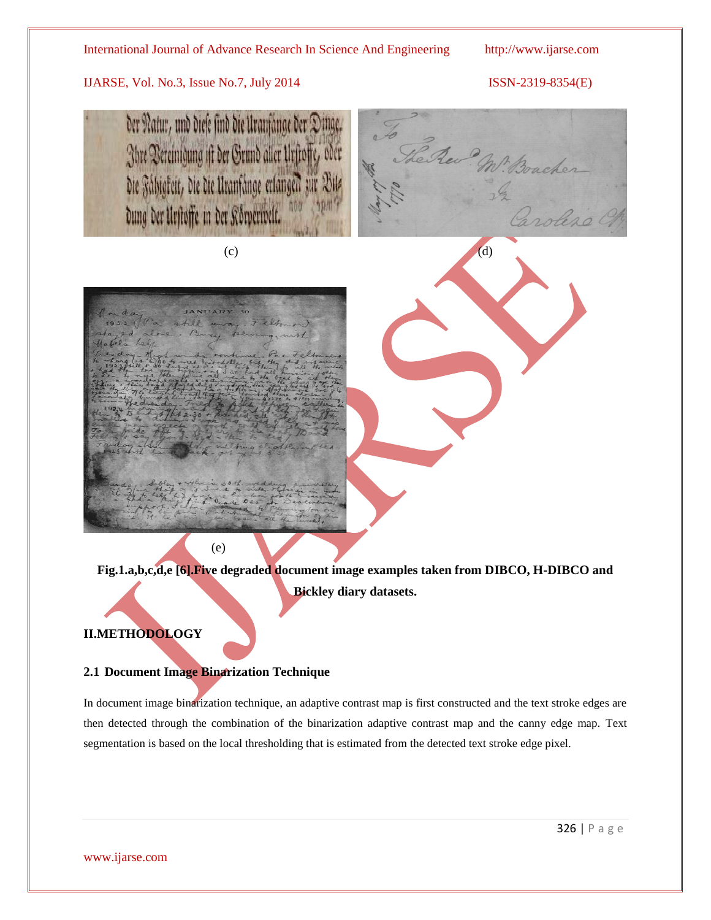(c) (d)

(e)

**Fig.1.a,b,c,d,e [6].Five degraded document image examples taken from DIBCO, H-DIBCO and Bickley diary datasets.**

## II.METHODOLOGY

### 2.1 Document Image Binarization Technique

In document image binarization technique, an adaptive contrast map is first constructed and the text stroke edges are then detected through the combination of the binarization adaptive contrast map and the canny edge map. Text segmentation is based on the local thresholding that is estimated from the detected text stroke edge pixel.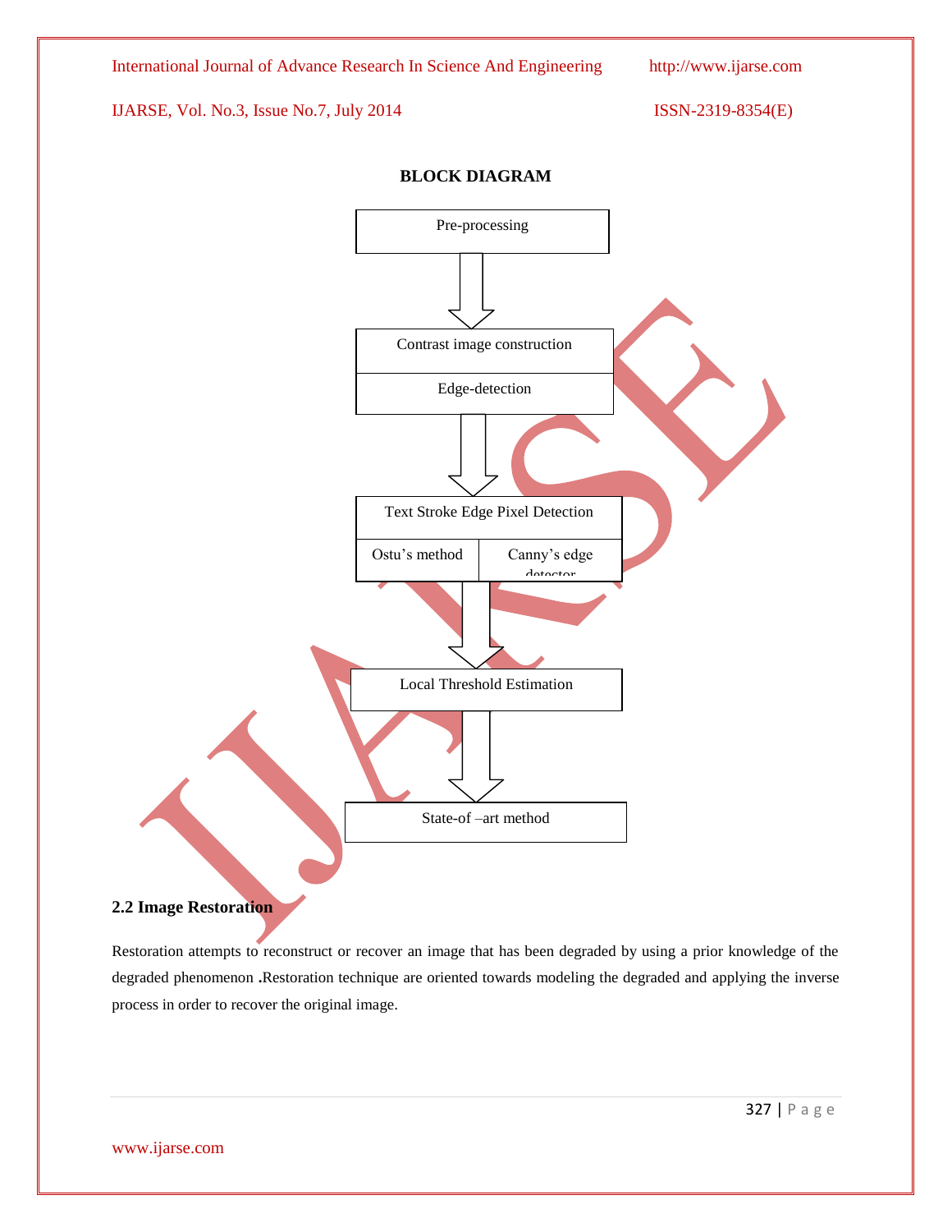**BLOCK DIAGRAM**

Pre-processing

↓

Contrast image construction

Edge-detection

↓

Text Stroke Edge Pixel Detection

Ostu's method | Canny's edge detector

↓

Local Threshold Estimation

↓

State-of –art method

### 2.2 Image Restoration

Restoration attempts to reconstruct or recover an image that has been degraded by using a prior knowledge of the degraded phenomenon **.**Restoration technique are oriented towards modeling the degraded and applying the inverse process in order to recover the original image.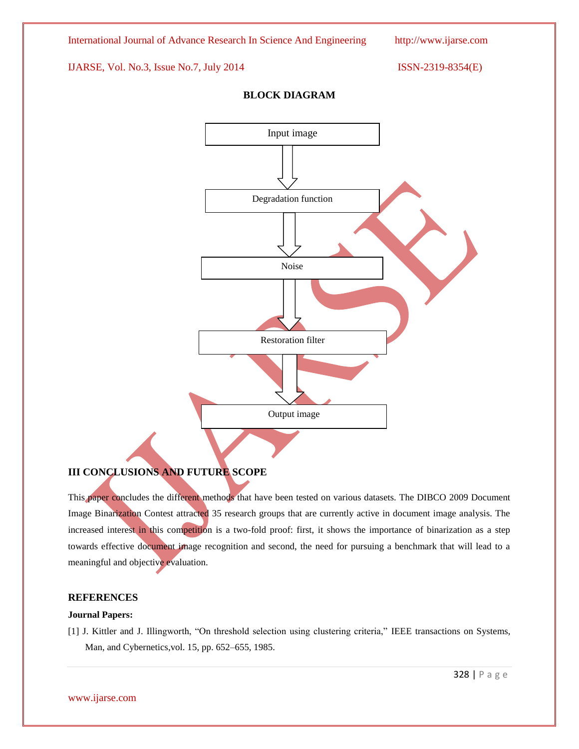**BLOCK DIAGRAM**

Input image

↓

Degradation function

↓

Noise

↓

Restoration filter

↓

Output image

## III CONCLUSIONS AND FUTURE SCOPE

This paper concludes the different methods that have been tested on various datasets. The DIBCO 2009 Document Image Binarization Contest attracted 35 research groups that are currently active in document image analysis. The increased interest in this competition is a two-fold proof: first, it shows the importance of binarization as a step towards effective document image recognition and second, the need for pursuing a benchmark that will lead to a meaningful and objective evaluation.

## REFERENCES

**Journal Papers:**

[1] J. Kittler and J. Illingworth, "On threshold selection using clustering criteria," IEEE transactions on Systems, Man, and Cybernetics,vol. 15, pp. 652–655, 1985.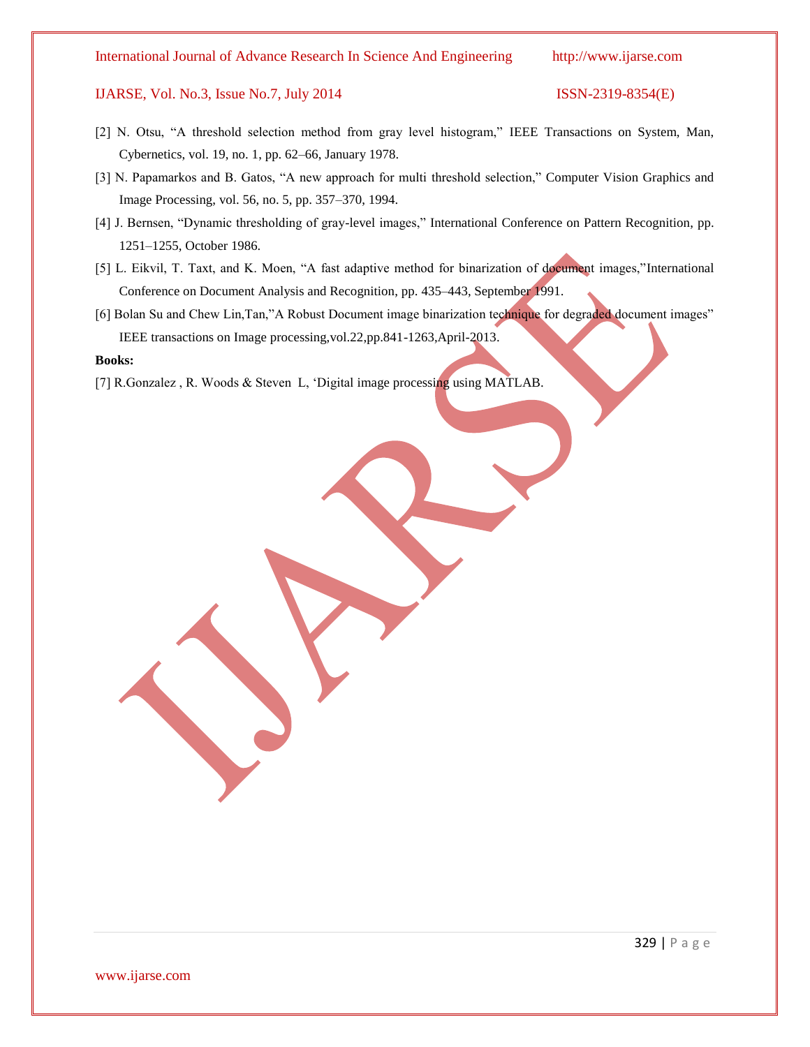[2] N. Otsu, “A threshold selection method from gray level histogram,” IEEE Transactions on System, Man, Cybernetics, vol. 19, no. 1, pp. 62–66, January 1978.

[3] N. Papamarkos and B. Gatos, “A new approach for multi threshold selection,” Computer Vision Graphics and Image Processing, vol. 56, no. 5, pp. 357–370, 1994.

[4] J. Bernsen, “Dynamic thresholding of gray-level images,” International Conference on Pattern Recognition, pp. 1251–1255, October 1986.

[5] L. Eikvil, T. Taxt, and K. Moen, “A fast adaptive method for binarization of document images,”International Conference on Document Analysis and Recognition, pp. 435–443, September 1991.

[6] Bolan Su and Chew Lin,Tan,”A Robust Document image binarization technique for degraded document images” IEEE transactions on Image processing,vol.22,pp.841-1263,April-2013.

**Books:**

[7] R.Gonzalez , R. Woods & Steven L, ‘Digital image processing using MATLAB.